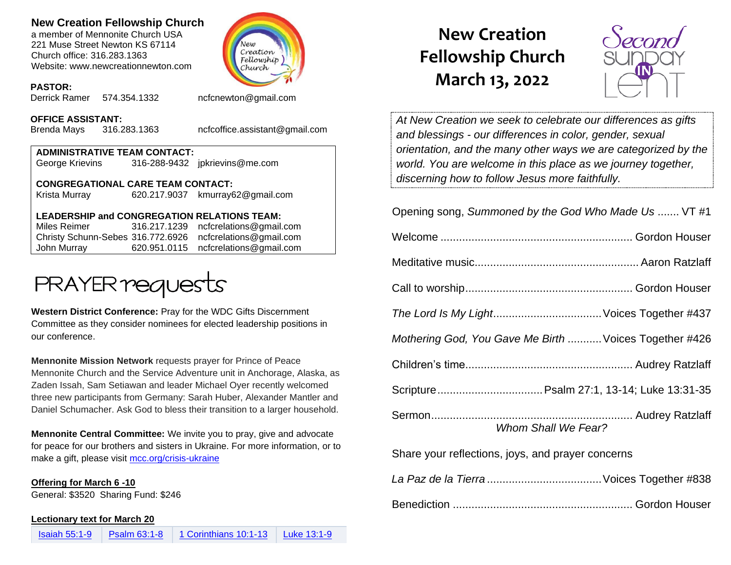## New Creation Fellowship Church

a member of Mennonite Church USA
221 Muse Street Newton KS 67114
Church office: 316.283.1363
Website: www.newcreationnewton.com

**PASTOR:**
Derrick Ramer 574.354.1332 ncfcnewton@gmail.com

**OFFICE ASSISTANT:**
Brenda Mays 316.283.1363 ncfcoffice.assistant@gmail.com

**ADMINISTRATIVE TEAM CONTACT:**
George Krievins 316-288-9432 jpkrievins@me.com

**CONGREGATIONAL CARE TEAM CONTACT:**
Krista Murray 620.217.9037 kmurray62@gmail.com

**LEADERSHIP and CONGREGATION RELATIONS TEAM:**

| | | |
|---|---|---|
| Miles Reimer | 316.217.1239 | ncfcrelations@gmail.com |
| Christy Schunn-Sebes | 316.772.6926 | ncfcrelations@gmail.com |
| John Murray | 620.951.0115 | ncfcrelations@gmail.com |

## PRAYER requests

**Western District Conference:** Pray for the WDC Gifts Discernment Committee as they consider nominees for elected leadership positions in our conference.

**Mennonite Mission Network** requests prayer for Prince of Peace Mennonite Church and the Service Adventure unit in Anchorage, Alaska, as Zaden Issah, Sam Setiawan and leader Michael Oyer recently welcomed three new participants from Germany: Sarah Huber, Alexander Mantler and Daniel Schumacher. Ask God to bless their transition to a larger household.

**Mennonite Central Committee:** We invite you to pray, give and advocate for peace for our brothers and sisters in Ukraine. For more information, or to make a gift, please visit mcc.org/crisis-ukraine

**Offering for March 6 -10**
General: $3520 Sharing Fund: $246

**Lectionary text for March 20**

| Isaiah 55:1-9 | Psalm 63:1-8 | 1 Corinthians 10:1-13 | Luke 13:1-9 |
|---|---|---|---|

# New Creation Fellowship Church March 13, 2022

Second Sunday in Lent

*At New Creation we seek to celebrate our differences as gifts and blessings - our differences in color, gender, sexual orientation, and the many other ways we are categorized by the world. You are welcome in this place as we journey together, discerning how to follow Jesus more faithfully.*

Opening song, *Summoned by the God Who Made Us* ....... VT #1

Welcome ....... Gordon Houser

Meditative music....... Aaron Ratzlaff

Call to worship....... Gordon Houser

*The Lord Is My Light*....... Voices Together #437

*Mothering God, You Gave Me Birth* ....... Voices Together #426

Children's time....... Audrey Ratzlaff

Scripture....... Psalm 27:1, 13-14; Luke 13:31-35

Sermon....... Audrey Ratzlaff
*Whom Shall We Fear?*

Share your reflections, joys, and prayer concerns

*La Paz de la Tierra* ....... Voices Together #838

Benediction ....... Gordon Houser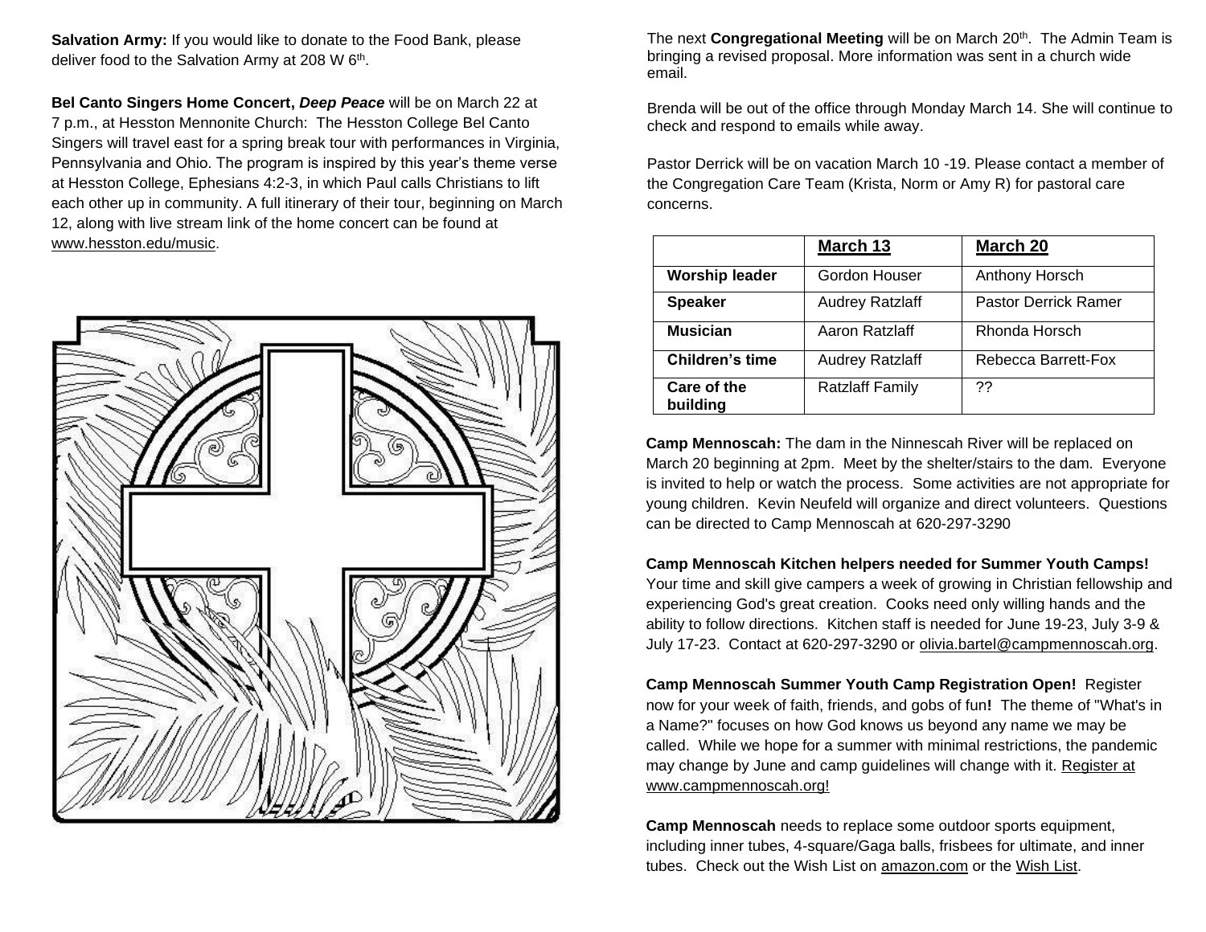**Salvation Army:** If you would like to donate to the Food Bank, please deliver food to the Salvation Army at 208 W 6th.

**Bel Canto Singers Home Concert, *Deep Peace*** will be on March 22 at 7 p.m., at Hesston Mennonite Church: The Hesston College Bel Canto Singers will travel east for a spring break tour with performances in Virginia, Pennsylvania and Ohio. The program is inspired by this year's theme verse at Hesston College, Ephesians 4:2-3, in which Paul calls Christians to lift each other up in community. A full itinerary of their tour, beginning on March 12, along with live stream link of the home concert can be found at www.hesston.edu/music.

The next **Congregational Meeting** will be on March 20th. The Admin Team is bringing a revised proposal. More information was sent in a church wide email.

Brenda will be out of the office through Monday March 14. She will continue to check and respond to emails while away.

Pastor Derrick will be on vacation March 10 -19. Please contact a member of the Congregation Care Team (Krista, Norm or Amy R) for pastoral care concerns.

| | **March 13** | **March 20** |
|---|---|---|
| **Worship leader** | Gordon Houser | Anthony Horsch |
| **Speaker** | Audrey Ratzlaff | Pastor Derrick Ramer |
| **Musician** | Aaron Ratzlaff | Rhonda Horsch |
| **Children's time** | Audrey Ratzlaff | Rebecca Barrett-Fox |
| **Care of the building** | Ratzlaff Family | ?? |

**Camp Mennoscah:** The dam in the Ninnescah River will be replaced on March 20 beginning at 2pm. Meet by the shelter/stairs to the dam. Everyone is invited to help or watch the process. Some activities are not appropriate for young children. Kevin Neufeld will organize and direct volunteers. Questions can be directed to Camp Mennoscah at 620-297-3290

**Camp Mennoscah Kitchen helpers needed for Summer Youth Camps!** Your time and skill give campers a week of growing in Christian fellowship and experiencing God's great creation. Cooks need only willing hands and the ability to follow directions. Kitchen staff is needed for June 19-23, July 3-9 & July 17-23. Contact at 620-297-3290 or olivia.bartel@campmennoscah.org.

**Camp Mennoscah Summer Youth Camp Registration Open!** Register now for your week of faith, friends, and gobs of fun**!** The theme of "What's in a Name?" focuses on how God knows us beyond any name we may be called. While we hope for a summer with minimal restrictions, the pandemic may change by June and camp guidelines will change with it. Register at www.campmennoscah.org!

**Camp Mennoscah** needs to replace some outdoor sports equipment, including inner tubes, 4-square/Gaga balls, frisbees for ultimate, and inner tubes. Check out the Wish List on amazon.com or the Wish List.